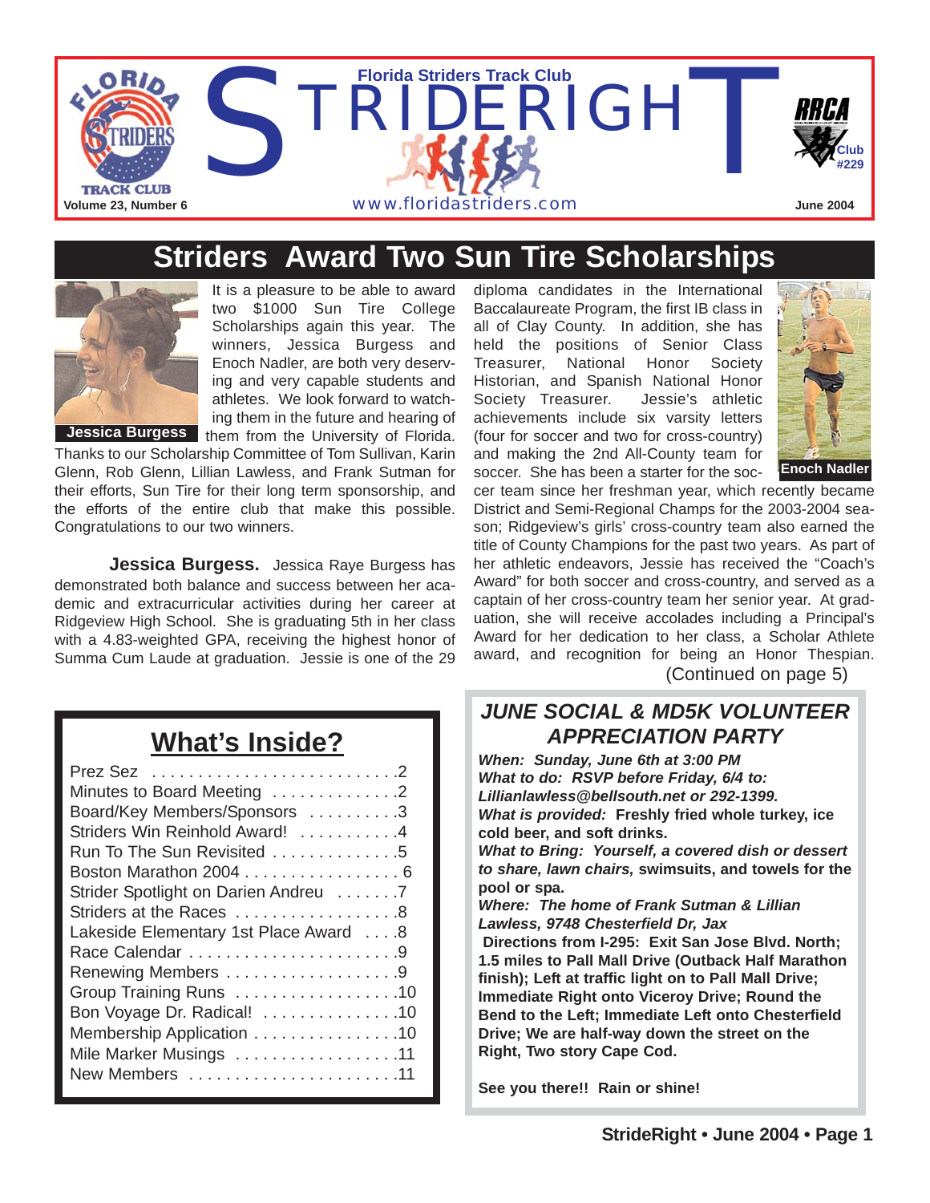# STRIDERIGHT

Florida Striders Track Club

www.floridastriders.com

Volume 23, Number 6 — June 2004

RRCA Club #229

## Striders Award Two Sun Tire Scholarships

Jessica Burgess

It is a pleasure to be able to award two $1000 Sun Tire College Scholarships again this year. The winners, Jessica Burgess and Enoch Nadler, are both very deserving and very capable students and athletes. We look forward to watching them in the future and hearing of them from the University of Florida. Thanks to our Scholarship Committee of Tom Sullivan, Karin Glenn, Rob Glenn, Lillian Lawless, and Frank Sutman for their efforts, Sun Tire for their long term sponsorship, and the efforts of the entire club that make this possible. Congratulations to our two winners.

**Jessica Burgess.** Jessica Raye Burgess has demonstrated both balance and success between her academic and extracurricular activities during her career at Ridgeview High School. She is graduating 5th in her class with a 4.83-weighted GPA, receiving the highest honor of Summa Cum Laude at graduation. Jessie is one of the 29 diploma candidates in the International Baccalaureate Program, the first IB class in all of Clay County. In addition, she has held the positions of Senior Class Treasurer, National Honor Society Historian, and Spanish National Honor Society Treasurer. Jessie's athletic achievements include six varsity letters (four for soccer and two for cross-country) and making the 2nd All-County team for soccer. She has been a starter for the soccer team since her freshman year, which recently became District and Semi-Regional Champs for the 2003-2004 season; Ridgeview's girls' cross-country team also earned the title of County Champions for the past two years. As part of her athletic endeavors, Jessie has received the "Coach's Award" for both soccer and cross-country, and served as a captain of her cross-country team her senior year. At graduation, she will receive accolades including a Principal's Award for her dedication to her class, a Scholar Athlete award, and recognition for being an Honor Thespian.

Enoch Nadler

(Continued on page 5)

## What's Inside?

| | |
|---|---|
| Prez Sez | 2 |
| Minutes to Board Meeting | 2 |
| Board/Key Members/Sponsors | 3 |
| Striders Win Reinhold Award! | 4 |
| Run To The Sun Revisited | 5 |
| Boston Marathon 2004 | 6 |
| Strider Spotlight on Darien Andreu | 7 |
| Striders at the Races | 8 |
| Lakeside Elementary 1st Place Award | 8 |
| Race Calendar | 9 |
| Renewing Members | 9 |
| Group Training Runs | 10 |
| Bon Voyage Dr. Radical! | 10 |
| Membership Application | 10 |
| Mile Marker Musings | 11 |
| New Members | 11 |

## *JUNE SOCIAL & MD5K VOLUNTEER APPRECIATION PARTY*

***When: Sunday, June 6th at 3:00 PM***

***What to do: RSVP before Friday, 6/4 to: Lillianlawless@bellsouth.net or 292-1399.***

***What is provided:*** **Freshly fried whole turkey, ice cold beer, and soft drinks.**

***What to Bring: Yourself, a covered dish or dessert to share, lawn chairs,*** **swimsuits, and towels for the pool or spa.**

***Where: The home of Frank Sutman & Lillian Lawless, 9748 Chesterfield Dr, Jax***

**Directions from I-295: Exit San Jose Blvd. North; 1.5 miles to Pall Mall Drive (Outback Half Marathon finish); Left at traffic light on to Pall Mall Drive; Immediate Right onto Viceroy Drive; Round the Bend to the Left; Immediate Left onto Chesterfield Drive; We are half-way down the street on the Right, Two story Cape Cod.**

**See you there!! Rain or shine!**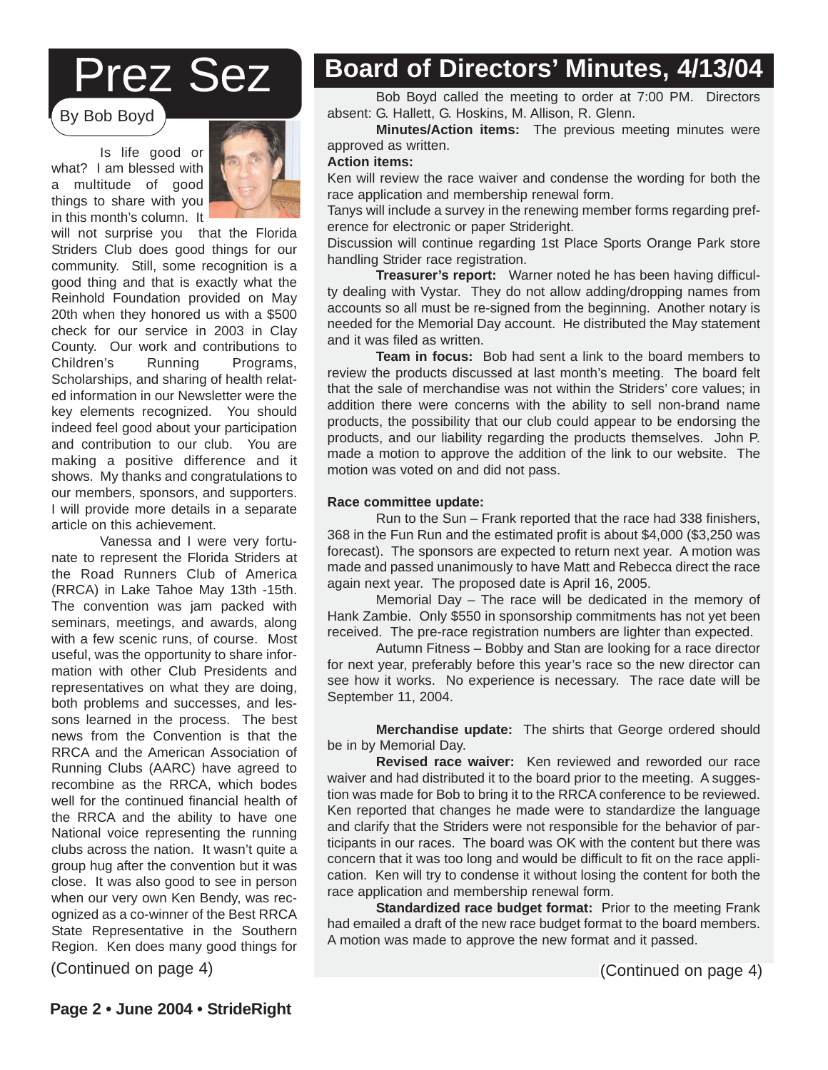# Prez Sez

By Bob Boyd

Is life good or what? I am blessed with a multitude of good things to share with you in this month's column. It will not surprise you that the Florida Striders Club does good things for our community. Still, some recognition is a good thing and that is exactly what the Reinhold Foundation provided on May 20th when they honored us with a $500 check for our service in 2003 in Clay County. Our work and contributions to Children's Running Programs, Scholarships, and sharing of health related information in our Newsletter were the key elements recognized. You should indeed feel good about your participation and contribution to our club. You are making a positive difference and it shows. My thanks and congratulations to our members, sponsors, and supporters. I will provide more details in a separate article on this achievement.

Vanessa and I were very fortunate to represent the Florida Striders at the Road Runners Club of America (RRCA) in Lake Tahoe May 13th -15th. The convention was jam packed with seminars, meetings, and awards, along with a few scenic runs, of course. Most useful, was the opportunity to share information with other Club Presidents and representatives on what they are doing, both problems and successes, and lessons learned in the process. The best news from the Convention is that the RRCA and the American Association of Running Clubs (AARC) have agreed to recombine as the RRCA, which bodes well for the continued financial health of the RRCA and the ability to have one National voice representing the running clubs across the nation. It wasn't quite a group hug after the convention but it was close. It was also good to see in person when our very own Ken Bendy, was recognized as a co-winner of the Best RRCA State Representative in the Southern Region. Ken does many good things for

(Continued on page 4)

# Board of Directors' Minutes, 4/13/04

Bob Boyd called the meeting to order at 7:00 PM. Directors absent: G. Hallett, G. Hoskins, M. Allison, R. Glenn.

**Minutes/Action items:** The previous meeting minutes were approved as written.

**Action items:**

Ken will review the race waiver and condense the wording for both the race application and membership renewal form.

Tanys will include a survey in the renewing member forms regarding preference for electronic or paper Strideright.

Discussion will continue regarding 1st Place Sports Orange Park store handling Strider race registration.

**Treasurer's report:** Warner noted he has been having difficulty dealing with Vystar. They do not allow adding/dropping names from accounts so all must be re-signed from the beginning. Another notary is needed for the Memorial Day account. He distributed the May statement and it was filed as written.

**Team in focus:** Bob had sent a link to the board members to review the products discussed at last month's meeting. The board felt that the sale of merchandise was not within the Striders' core values; in addition there were concerns with the ability to sell non-brand name products, the possibility that our club could appear to be endorsing the products, and our liability regarding the products themselves. John P. made a motion to approve the addition of the link to our website. The motion was voted on and did not pass.

**Race committee update:**

Run to the Sun – Frank reported that the race had 338 finishers, 368 in the Fun Run and the estimated profit is about $4,000 ($3,250 was forecast). The sponsors are expected to return next year. A motion was made and passed unanimously to have Matt and Rebecca direct the race again next year. The proposed date is April 16, 2005.

Memorial Day – The race will be dedicated in the memory of Hank Zambie. Only $550 in sponsorship commitments has not yet been received. The pre-race registration numbers are lighter than expected.

Autumn Fitness – Bobby and Stan are looking for a race director for next year, preferably before this year's race so the new director can see how it works. No experience is necessary. The race date will be September 11, 2004.

**Merchandise update:** The shirts that George ordered should be in by Memorial Day.

**Revised race waiver:** Ken reviewed and reworded our race waiver and had distributed it to the board prior to the meeting. A suggestion was made for Bob to bring it to the RRCA conference to be reviewed. Ken reported that changes he made were to standardize the language and clarify that the Striders were not responsible for the behavior of participants in our races. The board was OK with the content but there was concern that it was too long and would be difficult to fit on the race application. Ken will try to condense it without losing the content for both the race application and membership renewal form.

**Standardized race budget format:** Prior to the meeting Frank had emailed a draft of the new race budget format to the board members. A motion was made to approve the new format and it passed.

(Continued on page 4)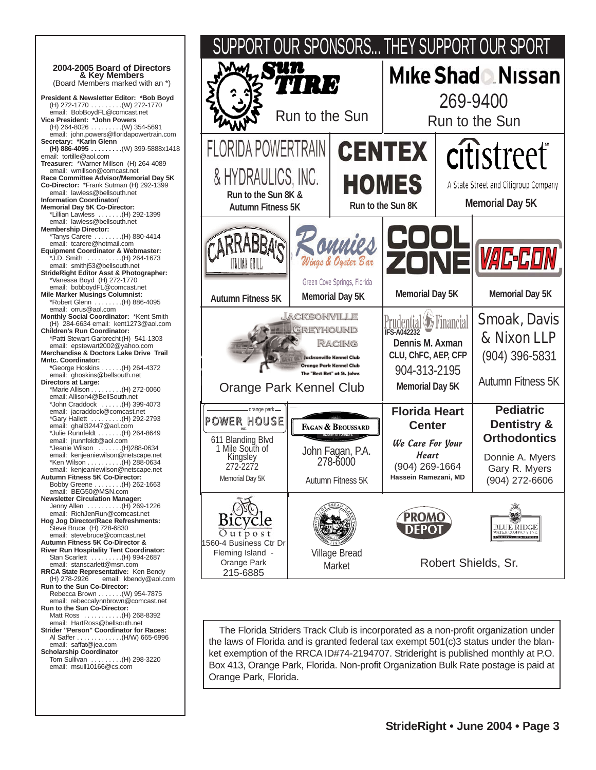## 2004-2005 Board of Directors & Key Members

(Board Members marked with an *)

**President & Newsletter Editor: *Bob Boyd**
(H) 272-1770 . . . . . . . . .(W) 272-1770
email: BobBoydFL@comcast.net

**Vice President: *John Powers**
(H) 264-8026 . . . . . . . . .(W) 354-5691
email: john.powers@floridapowertrain.com

**Secretary: *Karin Glenn**
**(H) 886-4095 . . . . . . . . .**(W) 399-5888x1418
email: tortille@aol.com

**Treasurer:** *Warner Millson (H) 264-4089
email: wmillson@comcast.net

**Race Committee Advisor/Memorial Day 5K Co-Director:** *Frank Sutman (H) 292-1399
email: lawless@bellsouth.net

**Information Coordinator/ Memorial Day 5K Co-Director:**
*Lillian Lawless . . . . . . .(H) 292-1399
email: lawless@bellsouth.net

**Membership Director:**
*Tanys Carere . . . . . . . .(H) 880-4414
email: tcarere@hotmail.com

**Equipment Coordinator & Webmaster:**
*J.D. Smith . . . . . . . . . .(H) 264-1673
email: smithj53@bellsouth.net

**StrideRight Editor Asst & Photographer:**
*Vanessa Boyd (H) 272-1770
email: bobboydFL@comcast.net

**Mile Marker Musings Columnist:**
*Robert Glenn . . . . . . . .(H) 886-4095
email: orrus@aol.com

**Monthly Social Coordinator:** *Kent Smith
(H) 284-6634 email: kent1273@aol.com

**Children's Run Coordinator:**
*Patti Stewart-Garbrecht (H) 541-1303
email: epstewart2002@yahoo.com

**Merchandise & Doctors Lake Drive Trail Mntc. Coordinator:**
*George Hoskins . . . . . .(H) 264-4372
email: ghoskins@bellsouth.net

**Directors at Large:**
*Marie Allison . . . . . . . . .(H) 272-0060
email: Allison4@BellSouth.net
*John Craddock . . . . . .(H) 399-4073
email: jacraddock@comcast.net
*Gary Hallett . . . . . . . . .(H) 292-2793
email: ghall32447@aol.com
*Julie Runnfeldt . . . . . . .(H) 264-8649
email: jrunnfeldt@aol.com
*Jeanie Wilson . . . . . . .(H)288-0634
email: kenjeaniewilson@netscape.net
*Ken Wilson . . . . . . . . . .(H) 288-0634
email: kenjeaniewilson@netscape.net

**Autumn Fitness 5K Co-Director:**
Bobby Greene . . . . . . . .(H) 262-1663
email: BEG50@MSN.com

**Newsletter Circulation Manager:**
Jenny Allen . . . . . . . . . .(H) 269-1226
email: RichJenRun@comcast.net

**Hog Jog Director/Race Refreshments:**
Steve Bruce (H) 728-6830
email: stevebruce@comcast.net

**Autumn Fitness 5K Co-Director & River Run Hospitality Tent Coordinator:**
Stan Scarlett . . . . . . . . .(H) 994-2687
email: stanscarlett@msn.com

**RRCA State Representative:** Ken Bendy
(H) 278-2926 email: kbendy@aol.com

**Run to the Sun Co-Director:**
Rebecca Brown . . . . . . .(W) 954-7875
email: rebeccalynnbrown@comcast.net

**Run to the Sun Co-Director:**
Matt Ross . . . . . . . . . . .(H) 268-8392
email: HartRoss@bellsouth.net

**Strider "Person" Coordinator for Races:**
Al Saffer . . . . . . . . . . . . .(H/W) 665-6996
email: saffat@jea.com

**Scholarship Coordinator**
Tom Sullivan . . . . . . . . .(H) 298-3220
email: msull10166@cs.com

# SUPPORT OUR SPONSORS... THEY SUPPORT OUR SPORT

- **Sun Tire** — Run to the Sun
- **Mike Shad Nissan** — 269-9400 — Run to the Sun
- **Florida Powertrain & Hydraulics, Inc.** — Run to the Sun 8K & Autumn Fitness 5K
- **Centex Homes** — Run to the Sun 8K
- **citistreet** — A State Street and Citigroup Company — Memorial Day 5K
- **Carrabba's Italian Grill** — Autumn Fitness 5K
- **Ronnies Wings & Oyster Bar** — Green Cove Springs, Florida — Memorial Day 5K
- **Cool Zone** — Memorial Day 5K
- **Vac-Con** — Memorial Day 5K
- **Jacksonville Greyhound Racing** — Jacksonville Kennel Club, Orange Park Kennel Club, The "Best Bet" at St. Johns — Orange Park Kennel Club
- **Prudential Financial** — IFS-A042232 — Dennis M. Axman, CLU, ChFC, AEP, CFP — 904-313-2195 — Memorial Day 5K
- **Smoak, Davis & Nixon LLP** — (904) 396-5831 — Autumn Fitness 5K
- **Orange Park Power House Inc.** — 611 Blanding Blvd, 1 Mile South of Kingsley — 272-2272 — Memorial Day 5K
- **Fagan & Broussard** — John Fagan, P.A. — 278-6000 — Autumn Fitness 5K
- **Florida Heart Center** — We Care For Your Heart — (904) 269-1664 — Hassein Ramezani, MD
- **Pediatric Dentistry & Orthodontics** — Donnie A. Myers, Gary R. Myers — (904) 272-6606
- **Bicycle Outpost** — 1560-4 Business Ctr Dr, Fleming Island - Orange Park — 215-6885
- **Village Bread Market**
- **Promo Depot**
- **Blue Ridge Water Company Inc.**
- Robert Shields, Sr.

The Florida Striders Track Club is incorporated as a non-profit organization under the laws of Florida and is granted federal tax exempt 501(c)3 status under the blanket exemption of the RRCA ID#74-2194707. Strideright is published monthly at P.O. Box 413, Orange Park, Florida. Non-profit Organization Bulk Rate postage is paid at Orange Park, Florida.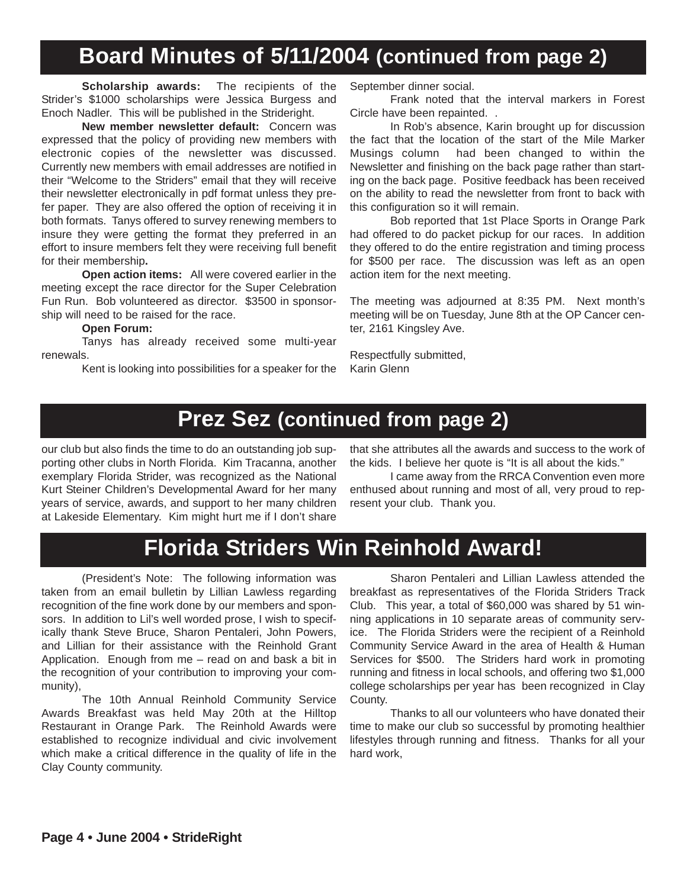# Board Minutes of 5/11/2004 (continued from page 2)

**Scholarship awards:** The recipients of the Strider's $1000 scholarships were Jessica Burgess and Enoch Nadler. This will be published in the Strideright.

**New member newsletter default:** Concern was expressed that the policy of providing new members with electronic copies of the newsletter was discussed. Currently new members with email addresses are notified in their "Welcome to the Striders" email that they will receive their newsletter electronically in pdf format unless they prefer paper. They are also offered the option of receiving it in both formats. Tanys offered to survey renewing members to insure they were getting the format they preferred in an effort to insure members felt they were receiving full benefit for their membership**.**

**Open action items:** All were covered earlier in the meeting except the race director for the Super Celebration Fun Run. Bob volunteered as director. $3500 in sponsorship will need to be raised for the race.

**Open Forum:**

Tanys has already received some multi-year renewals.

Kent is looking into possibilities for a speaker for the September dinner social.

Frank noted that the interval markers in Forest Circle have been repainted. .

In Rob's absence, Karin brought up for discussion the fact that the location of the start of the Mile Marker Musings column had been changed to within the Newsletter and finishing on the back page rather than starting on the back page. Positive feedback has been received on the ability to read the newsletter from front to back with this configuration so it will remain.

Bob reported that 1st Place Sports in Orange Park had offered to do packet pickup for our races. In addition they offered to do the entire registration and timing process for $500 per race. The discussion was left as an open action item for the next meeting.

The meeting was adjourned at 8:35 PM. Next month's meeting will be on Tuesday, June 8th at the OP Cancer center, 2161 Kingsley Ave.

Respectfully submitted,
Karin Glenn

# Prez Sez (continued from page 2)

our club but also finds the time to do an outstanding job supporting other clubs in North Florida. Kim Tracanna, another exemplary Florida Strider, was recognized as the National Kurt Steiner Children's Developmental Award for her many years of service, awards, and support to her many children at Lakeside Elementary. Kim might hurt me if I don't share that she attributes all the awards and success to the work of the kids. I believe her quote is "It is all about the kids."

I came away from the RRCA Convention even more enthused about running and most of all, very proud to represent your club. Thank you.

# Florida Striders Win Reinhold Award!

(President's Note: The following information was taken from an email bulletin by Lillian Lawless regarding recognition of the fine work done by our members and sponsors. In addition to Lil's well worded prose, I wish to specifically thank Steve Bruce, Sharon Pentaleri, John Powers, and Lillian for their assistance with the Reinhold Grant Application. Enough from me – read on and bask a bit in the recognition of your contribution to improving your community),

The 10th Annual Reinhold Community Service Awards Breakfast was held May 20th at the Hilltop Restaurant in Orange Park. The Reinhold Awards were established to recognize individual and civic involvement which make a critical difference in the quality of life in the Clay County community.

Sharon Pentaleri and Lillian Lawless attended the breakfast as representatives of the Florida Striders Track Club. This year, a total of $60,000 was shared by 51 winning applications in 10 separate areas of community service. The Florida Striders were the recipient of a Reinhold Community Service Award in the area of Health & Human Services for $500. The Striders hard work in promoting running and fitness in local schools, and offering two $1,000 college scholarships per year has been recognized in Clay County.

Thanks to all our volunteers who have donated their time to make our club so successful by promoting healthier lifestyles through running and fitness. Thanks for all your hard work,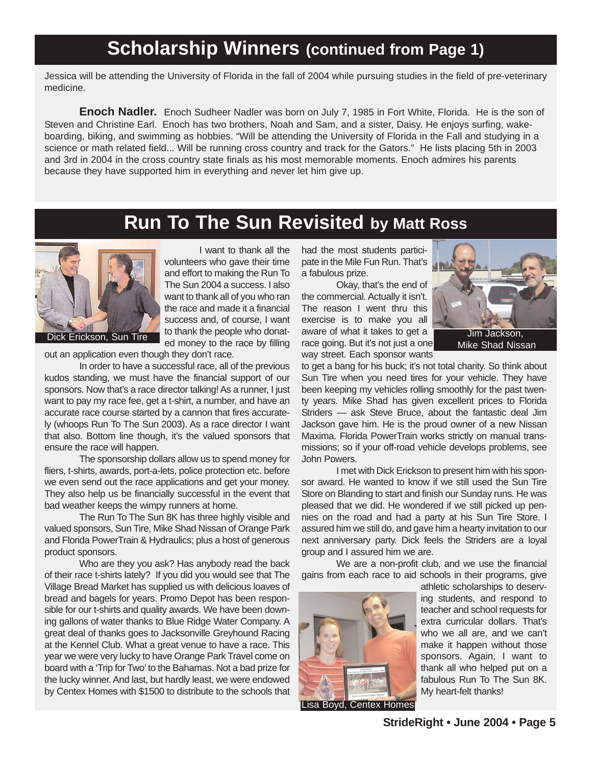## Scholarship Winners (continued from Page 1)

Jessica will be attending the University of Florida in the fall of 2004 while pursuing studies in the field of pre-veterinary medicine.

**Enoch Nadler.** Enoch Sudheer Nadler was born on July 7, 1985 in Fort White, Florida. He is the son of Steven and Christine Earl. Enoch has two brothers, Noah and Sam, and a sister, Daisy. He enjoys surfing, wake-boarding, biking, and swimming as hobbies. "Will be attending the University of Florida in the Fall and studying in a science or math related field... Will be running cross country and track for the Gators." He lists placing 5th in 2003 and 3rd in 2004 in the cross country state finals as his most memorable moments. Enoch admires his parents because they have supported him in everything and never let him give up.

## Run To The Sun Revisited by Matt Ross

Dick Erickson, Sun Tire

I want to thank all the volunteers who gave their time and effort to making the Run To The Sun 2004 a success. I also want to thank all of you who ran the race and made it a financial success and, of course, I want to thank the people who donated money to the race by filling out an application even though they don't race.

In order to have a successful race, all of the previous kudos standing, we must have the financial support of our sponsors. Now that's a race director talking! As a runner, I just want to pay my race fee, get a t-shirt, a number, and have an accurate race course started by a cannon that fires accurately (whoops Run To The Sun 2003). As a race director I want that also. Bottom line though, it's the valued sponsors that ensure the race will happen.

The sponsorship dollars allow us to spend money for fliers, t-shirts, awards, port-a-lets, police protection etc. before we even send out the race applications and get your money. They also help us be financially successful in the event that bad weather keeps the wimpy runners at home.

The Run To The Sun 8K has three highly visible and valued sponsors, Sun Tire, Mike Shad Nissan of Orange Park and Florida PowerTrain & Hydraulics; plus a host of generous product sponsors.

Who are they you ask? Has anybody read the back of their race t-shirts lately? If you did you would see that The Village Bread Market has supplied us with delicious loaves of bread and bagels for years. Promo Depot has been responsible for our t-shirts and quality awards. We have been downing gallons of water thanks to Blue Ridge Water Company. A great deal of thanks goes to Jacksonville Greyhound Racing at the Kennel Club. What a great venue to have a race. This year we were very lucky to have Orange Park Travel come on board with a 'Trip for Two' to the Bahamas. Not a bad prize for the lucky winner. And last, but hardly least, we were endowed by Centex Homes with $1500 to distribute to the schools that had the most students participate in the Mile Fun Run. That's a fabulous prize.

Okay, that's the end of the commercial. Actually it isn't. The reason I went thru this exercise is to make you all aware of what it takes to get a race going. But it's not just a one way street. Each sponsor wants to get a bang for his buck; it's not total charity. So think about Sun Tire when you need tires for your vehicle. They have been keeping my vehicles rolling smoothly for the past twenty years. Mike Shad has given excellent prices to Florida Striders — ask Steve Bruce, about the fantastic deal Jim Jackson gave him. He is the proud owner of a new Nissan Maxima. Florida PowerTrain works strictly on manual transmissions; so if your off-road vehicle develops problems, see John Powers.

Jim Jackson, Mike Shad Nissan

I met with Dick Erickson to present him with his sponsor award. He wanted to know if we still used the Sun Tire Store on Blanding to start and finish our Sunday runs. He was pleased that we did. He wondered if we still picked up pennies on the road and had a party at his Sun Tire Store. I assured him we still do, and gave him a hearty invitation to our next anniversary party. Dick feels the Striders are a loyal group and I assured him we are.

We are a non-profit club, and we use the financial gains from each race to aid schools in their programs, give athletic scholarships to deserving students, and respond to teacher and school requests for extra curricular dollars. That's who we all are, and we can't make it happen without those sponsors. Again, I want to thank all who helped put on a fabulous Run To The Sun 8K. My heart-felt thanks!

Lisa Boyd, Centex Homes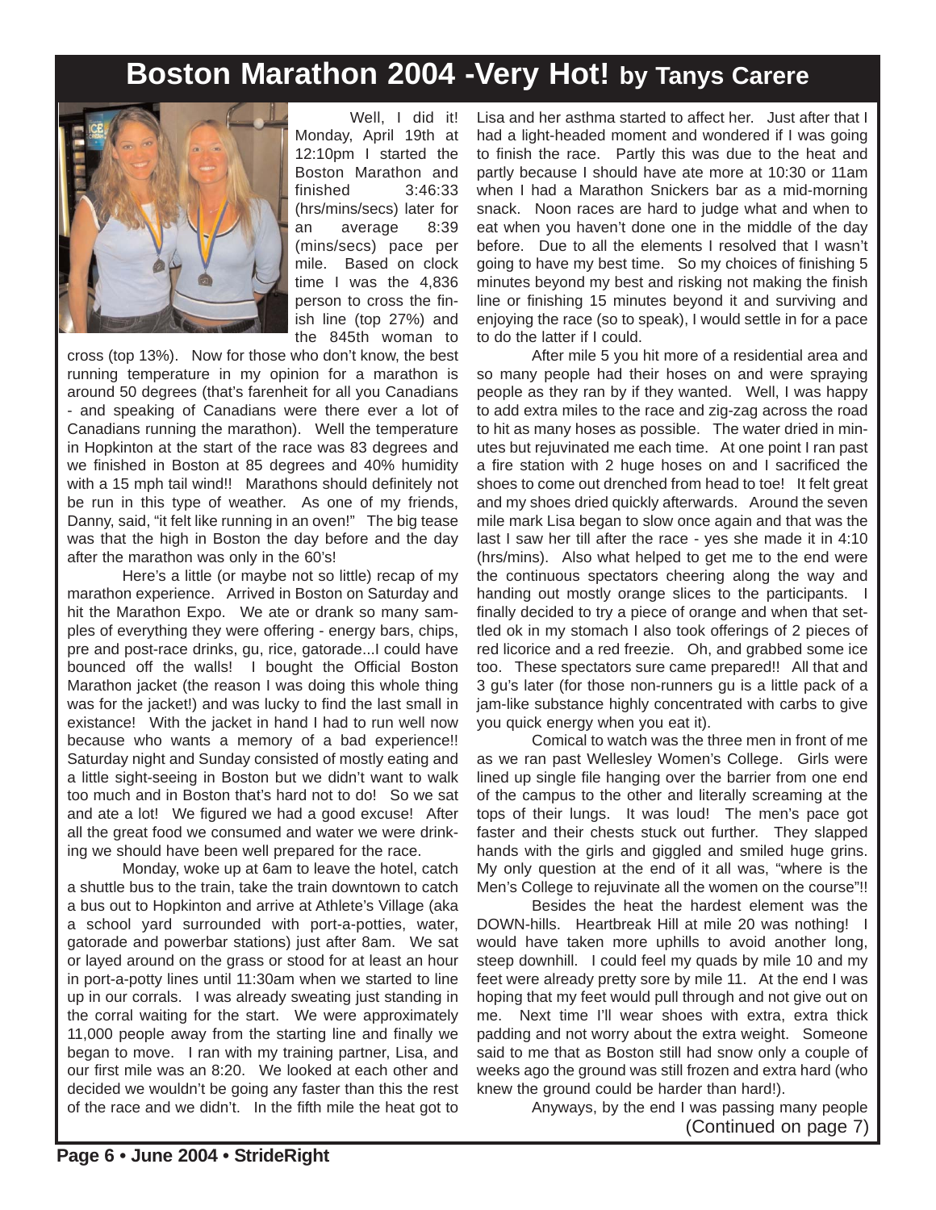# Boston Marathon 2004 -Very Hot! by Tanys Carere

Well, I did it! Monday, April 19th at 12:10pm I started the Boston Marathon and finished 3:46:33 (hrs/mins/secs) later for an average 8:39 (mins/secs) pace per mile. Based on clock time I was the 4,836 person to cross the finish line (top 27%) and the 845th woman to cross (top 13%). Now for those who don't know, the best running temperature in my opinion for a marathon is around 50 degrees (that's farenheit for all you Canadians - and speaking of Canadians were there ever a lot of Canadians running the marathon). Well the temperature in Hopkinton at the start of the race was 83 degrees and we finished in Boston at 85 degrees and 40% humidity with a 15 mph tail wind!! Marathons should definitely not be run in this type of weather. As one of my friends, Danny, said, "it felt like running in an oven!" The big tease was that the high in Boston the day before and the day after the marathon was only in the 60's!

Here's a little (or maybe not so little) recap of my marathon experience. Arrived in Boston on Saturday and hit the Marathon Expo. We ate or drank so many samples of everything they were offering - energy bars, chips, pre and post-race drinks, gu, rice, gatorade...I could have bounced off the walls! I bought the Official Boston Marathon jacket (the reason I was doing this whole thing was for the jacket!) and was lucky to find the last small in existance! With the jacket in hand I had to run well now because who wants a memory of a bad experience!! Saturday night and Sunday consisted of mostly eating and a little sight-seeing in Boston but we didn't want to walk too much and in Boston that's hard not to do! So we sat and ate a lot! We figured we had a good excuse! After all the great food we consumed and water we were drinking we should have been well prepared for the race.

Monday, woke up at 6am to leave the hotel, catch a shuttle bus to the train, take the train downtown to catch a bus out to Hopkinton and arrive at Athlete's Village (aka a school yard surrounded with port-a-potties, water, gatorade and powerbar stations) just after 8am. We sat or layed around on the grass or stood for at least an hour in port-a-potty lines until 11:30am when we started to line up in our corrals. I was already sweating just standing in the corral waiting for the start. We were approximately 11,000 people away from the starting line and finally we began to move. I ran with my training partner, Lisa, and our first mile was an 8:20. We looked at each other and decided we wouldn't be going any faster than this the rest of the race and we didn't. In the fifth mile the heat got to Lisa and her asthma started to affect her. Just after that I had a light-headed moment and wondered if I was going to finish the race. Partly this was due to the heat and partly because I should have ate more at 10:30 or 11am when I had a Marathon Snickers bar as a mid-morning snack. Noon races are hard to judge what and when to eat when you haven't done one in the middle of the day before. Due to all the elements I resolved that I wasn't going to have my best time. So my choices of finishing 5 minutes beyond my best and risking not making the finish line or finishing 15 minutes beyond it and surviving and enjoying the race (so to speak), I would settle in for a pace to do the latter if I could.

After mile 5 you hit more of a residential area and so many people had their hoses on and were spraying people as they ran by if they wanted. Well, I was happy to add extra miles to the race and zig-zag across the road to hit as many hoses as possible. The water dried in minutes but rejuvinated me each time. At one point I ran past a fire station with 2 huge hoses on and I sacrificed the shoes to come out drenched from head to toe! It felt great and my shoes dried quickly afterwards. Around the seven mile mark Lisa began to slow once again and that was the last I saw her till after the race - yes she made it in 4:10 (hrs/mins). Also what helped to get me to the end were the continuous spectators cheering along the way and handing out mostly orange slices to the participants. I finally decided to try a piece of orange and when that settled ok in my stomach I also took offerings of 2 pieces of red licorice and a red freezie. Oh, and grabbed some ice too. These spectators sure came prepared!! All that and 3 gu's later (for those non-runners gu is a little pack of a jam-like substance highly concentrated with carbs to give you quick energy when you eat it).

Comical to watch was the three men in front of me as we ran past Wellesley Women's College. Girls were lined up single file hanging over the barrier from one end of the campus to the other and literally screaming at the tops of their lungs. It was loud! The men's pace got faster and their chests stuck out further. They slapped hands with the girls and giggled and smiled huge grins. My only question at the end of it all was, "where is the Men's College to rejuvinate all the women on the course"!!

Besides the heat the hardest element was the DOWN-hills. Heartbreak Hill at mile 20 was nothing! I would have taken more uphills to avoid another long, steep downhill. I could feel my quads by mile 10 and my feet were already pretty sore by mile 11. At the end I was hoping that my feet would pull through and not give out on me. Next time I'll wear shoes with extra, extra thick padding and not worry about the extra weight. Someone said to me that as Boston still had snow only a couple of weeks ago the ground was still frozen and extra hard (who knew the ground could be harder than hard!).

Anyways, by the end I was passing many people

(Continued on page 7)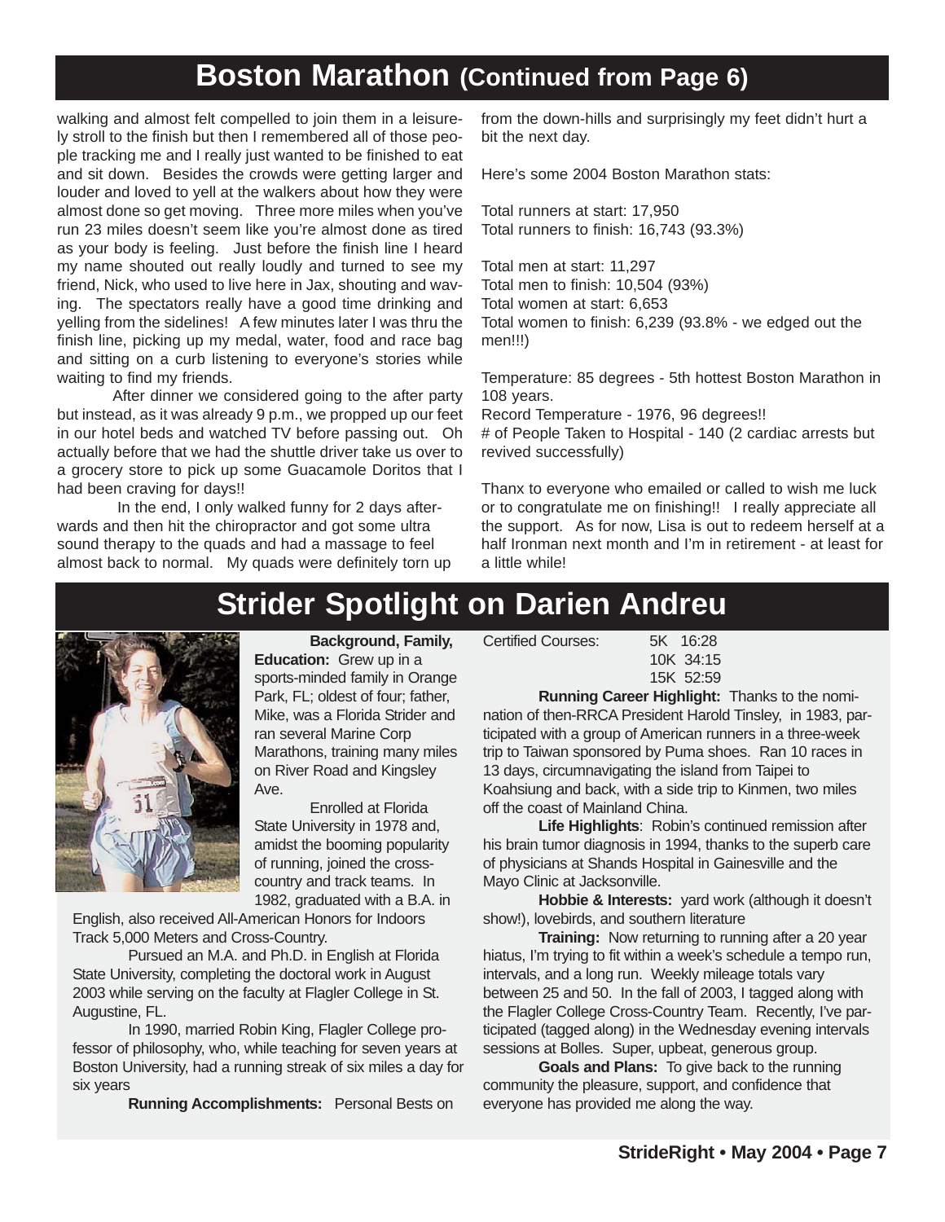## Boston Marathon (Continued from Page 6)

walking and almost felt compelled to join them in a leisurely stroll to the finish but then I remembered all of those people tracking me and I really just wanted to be finished to eat and sit down. Besides the crowds were getting larger and louder and loved to yell at the walkers about how they were almost done so get moving. Three more miles when you've run 23 miles doesn't seem like you're almost done as tired as your body is feeling. Just before the finish line I heard my name shouted out really loudly and turned to see my friend, Nick, who used to live here in Jax, shouting and waving. The spectators really have a good time drinking and yelling from the sidelines! A few minutes later I was thru the finish line, picking up my medal, water, food and race bag and sitting on a curb listening to everyone's stories while waiting to find my friends.

After dinner we considered going to the after party but instead, as it was already 9 p.m., we propped up our feet in our hotel beds and watched TV before passing out. Oh actually before that we had the shuttle driver take us over to a grocery store to pick up some Guacamole Doritos that I had been craving for days!!

In the end, I only walked funny for 2 days afterwards and then hit the chiropractor and got some ultra sound therapy to the quads and had a massage to feel almost back to normal. My quads were definitely torn up from the down-hills and surprisingly my feet didn't hurt a bit the next day.

Here's some 2004 Boston Marathon stats:

Total runners at start: 17,950
Total runners to finish: 16,743 (93.3%)

Total men at start: 11,297
Total men to finish: 10,504 (93%)
Total women at start: 6,653
Total women to finish: 6,239 (93.8% - we edged out the men!!!)

Temperature: 85 degrees - 5th hottest Boston Marathon in 108 years.
Record Temperature - 1976, 96 degrees!!
# of People Taken to Hospital - 140 (2 cardiac arrests but revived successfully)

Thanx to everyone who emailed or called to wish me luck or to congratulate me on finishing!! I really appreciate all the support. As for now, Lisa is out to redeem herself at a half Ironman next month and I'm in retirement - at least for a little while!

## Strider Spotlight on Darien Andreu

**Background, Family, Education:** Grew up in a sports-minded family in Orange Park, FL; oldest of four; father, Mike, was a Florida Strider and ran several Marine Corp Marathons, training many miles on River Road and Kingsley Ave.

Enrolled at Florida State University in 1978 and, amidst the booming popularity of running, joined the cross-country and track teams. In 1982, graduated with a B.A. in English, also received All-American Honors for Indoors Track 5,000 Meters and Cross-Country.

Pursued an M.A. and Ph.D. in English at Florida State University, completing the doctoral work in August 2003 while serving on the faculty at Flagler College in St. Augustine, FL.

In 1990, married Robin King, Flagler College professor of philosophy, who, while teaching for seven years at Boston University, had a running streak of six miles a day for six years

**Running Accomplishments:** Personal Bests on Certified Courses:

5K 16:28
10K 34:15
15K 52:59

**Running Career Highlight:** Thanks to the nomination of then-RRCA President Harold Tinsley, in 1983, participated with a group of American runners in a three-week trip to Taiwan sponsored by Puma shoes. Ran 10 races in 13 days, circumnavigating the island from Taipei to Koahsiung and back, with a side trip to Kinmen, two miles off the coast of Mainland China.

**Life Highlights**: Robin's continued remission after his brain tumor diagnosis in 1994, thanks to the superb care of physicians at Shands Hospital in Gainesville and the Mayo Clinic at Jacksonville.

**Hobbie & Interests:** yard work (although it doesn't show!), lovebirds, and southern literature

**Training:** Now returning to running after a 20 year hiatus, I'm trying to fit within a week's schedule a tempo run, intervals, and a long run. Weekly mileage totals vary between 25 and 50. In the fall of 2003, I tagged along with the Flagler College Cross-Country Team. Recently, I've participated (tagged along) in the Wednesday evening intervals sessions at Bolles. Super, upbeat, generous group.

**Goals and Plans:** To give back to the running community the pleasure, support, and confidence that everyone has provided me along the way.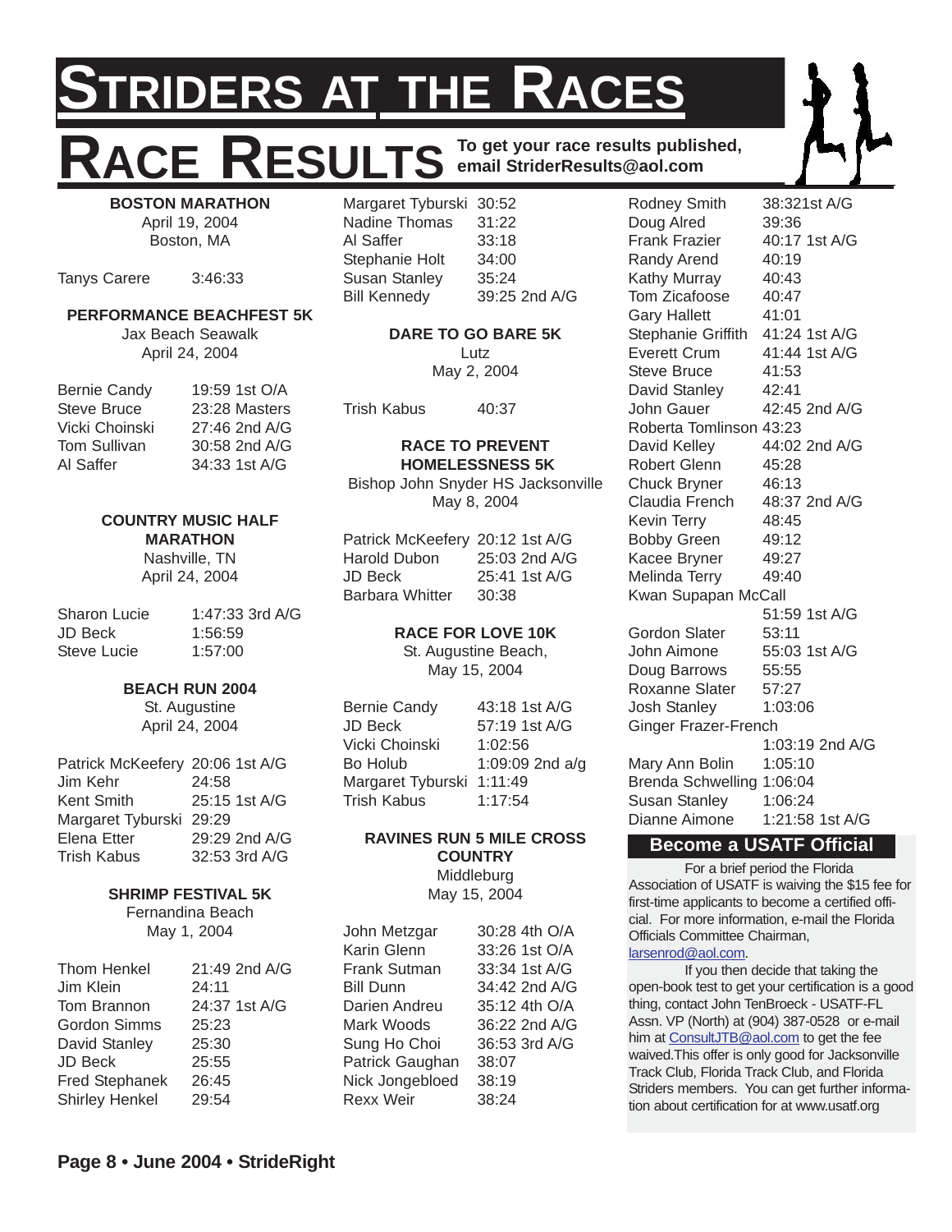# Striders at the Races

## Race Results

**To get your race results published, email StriderResults@aol.com**

### BOSTON MARATHON
April 19, 2004
Boston, MA

| | |
|---|---|
| Tanys Carere | 3:46:33 |

### PERFORMANCE BEACHFEST 5K
Jax Beach Seawalk
April 24, 2004

| | |
|---|---|
| Bernie Candy | 19:59 1st O/A |
| Steve Bruce | 23:28 Masters |
| Vicki Choinski | 27:46 2nd A/G |
| Tom Sullivan | 30:58 2nd A/G |
| Al Saffer | 34:33 1st A/G |

### COUNTRY MUSIC HALF MARATHON
Nashville, TN
April 24, 2004

| | |
|---|---|
| Sharon Lucie | 1:47:33 3rd A/G |
| JD Beck | 1:56:59 |
| Steve Lucie | 1:57:00 |

### BEACH RUN 2004
St. Augustine
April 24, 2004

| | |
|---|---|
| Patrick McKeefery | 20:06 1st A/G |
| Jim Kehr | 24:58 |
| Kent Smith | 25:15 1st A/G |
| Margaret Tyburski | 29:29 |
| Elena Etter | 29:29 2nd A/G |
| Trish Kabus | 32:53 3rd A/G |

### SHRIMP FESTIVAL 5K
Fernandina Beach
May 1, 2004

| | |
|---|---|
| Thom Henkel | 21:49 2nd A/G |
| Jim Klein | 24:11 |
| Tom Brannon | 24:37 1st A/G |
| Gordon Simms | 25:23 |
| David Stanley | 25:30 |
| JD Beck | 25:55 |
| Fred Stephanek | 26:45 |
| Shirley Henkel | 29:54 |
| Margaret Tyburski | 30:52 |
| Nadine Thomas | 31:22 |
| Al Saffer | 33:18 |
| Stephanie Holt | 34:00 |
| Susan Stanley | 35:24 |
| Bill Kennedy | 39:25 2nd A/G |

### DARE TO GO BARE 5K
Lutz
May 2, 2004

| | |
|---|---|
| Trish Kabus | 40:37 |

### RACE TO PREVENT HOMELESSNESS 5K
Bishop John Snyder HS Jacksonville
May 8, 2004

| | |
|---|---|
| Patrick McKeefery | 20:12 1st A/G |
| Harold Dubon | 25:03 2nd A/G |
| JD Beck | 25:41 1st A/G |
| Barbara Whitter | 30:38 |

### RACE FOR LOVE 10K
St. Augustine Beach,
May 15, 2004

| | |
|---|---|
| Bernie Candy | 43:18 1st A/G |
| JD Beck | 57:19 1st A/G |
| Vicki Choinski | 1:02:56 |
| Bo Holub | 1:09:09 2nd a/g |
| Margaret Tyburski | 1:11:49 |
| Trish Kabus | 1:17:54 |

### RAVINES RUN 5 MILE CROSS COUNTRY
Middleburg
May 15, 2004

| | |
|---|---|
| John Metzgar | 30:28 4th O/A |
| Karin Glenn | 33:26 1st O/A |
| Frank Sutman | 33:34 1st A/G |
| Bill Dunn | 34:42 2nd A/G |
| Darien Andreu | 35:12 4th O/A |
| Mark Woods | 36:22 2nd A/G |
| Sung Ho Choi | 36:53 3rd A/G |
| Patrick Gaughan | 38:07 |
| Nick Jongebloed | 38:19 |
| Rexx Weir | 38:24 |
| Rodney Smith | 38:32 1st A/G |
| Doug Alred | 39:36 |
| Frank Frazier | 40:17 1st A/G |
| Randy Arend | 40:19 |
| Kathy Murray | 40:43 |
| Tom Zicafoose | 40:47 |
| Gary Hallett | 41:01 |
| Stephanie Griffith | 41:24 1st A/G |
| Everett Crum | 41:44 1st A/G |
| Steve Bruce | 41:53 |
| David Stanley | 42:41 |
| John Gauer | 42:45 2nd A/G |
| Roberta Tomlinson | 43:23 |
| David Kelley | 44:02 2nd A/G |
| Robert Glenn | 45:28 |
| Chuck Bryner | 46:13 |
| Claudia French | 48:37 2nd A/G |
| Kevin Terry | 48:45 |
| Bobby Green | 49:12 |
| Kacee Bryner | 49:27 |
| Melinda Terry | 49:40 |
| Kwan Supapan McCall | 51:59 1st A/G |
| Gordon Slater | 53:11 |
| John Aimone | 55:03 1st A/G |
| Doug Barrows | 55:55 |
| Roxanne Slater | 57:27 |
| Josh Stanley | 1:03:06 |
| Ginger Frazer-French | 1:03:19 2nd A/G |
| Mary Ann Bolin | 1:05:10 |
| Brenda Schwelling | 1:06:04 |
| Susan Stanley | 1:06:24 |
| Dianne Aimone | 1:21:58 1st A/G |

### Become a USATF Official

For a brief period the Florida Association of USATF is waiving the $15 fee for first-time applicants to become a certified official. For more information, e-mail the Florida Officials Committee Chairman, larsenrod@aol.com.

If you then decide that taking the open-book test to get your certification is a good thing, contact John TenBroeck - USATF-FL Assn. VP (North) at (904) 387-0528 or e-mail him at ConsultJTB@aol.com to get the fee waived.This offer is only good for Jacksonville Track Club, Florida Track Club, and Florida Striders members. You can get further information about certification for at www.usatf.org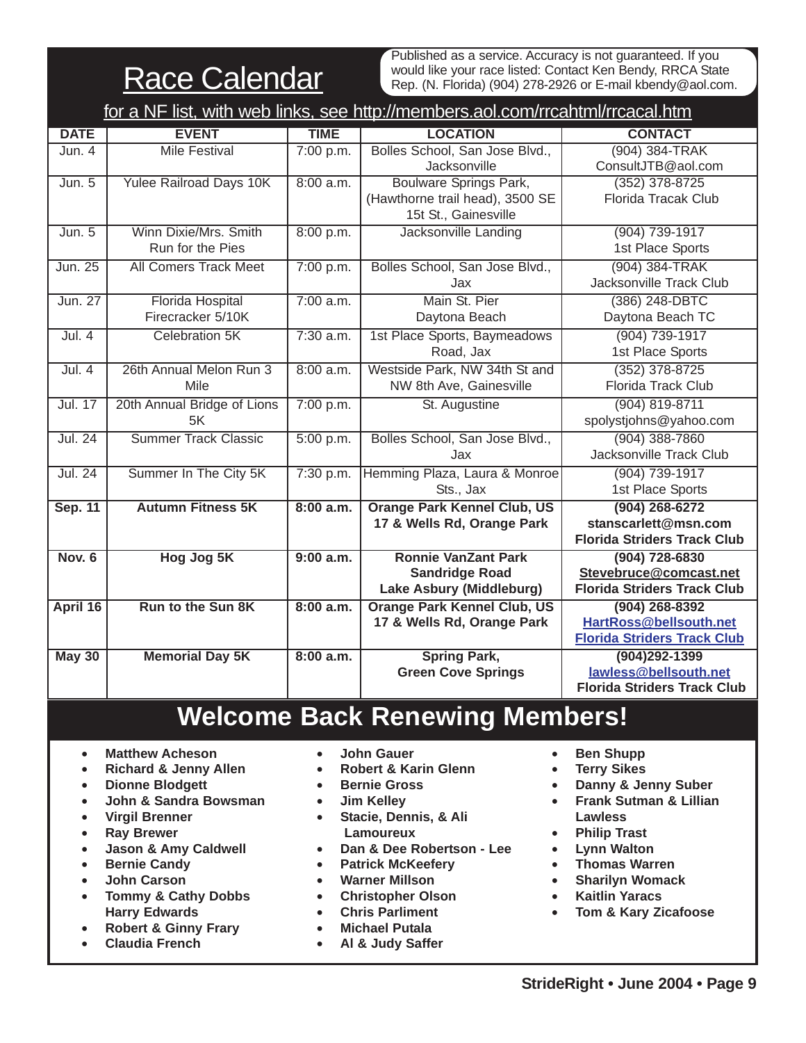# Race Calendar

Published as a service. Accuracy is not guaranteed. If you would like your race listed: Contact Ken Bendy, RRCA State Rep. (N. Florida) (904) 278-2926 or E-mail kbendy@aol.com.

for a NF list, with web links, see http://members.aol.com/rrcahtml/rrcacal.htm

| DATE | EVENT | TIME | LOCATION | CONTACT |
|---|---|---|---|---|
| Jun. 4 | Mile Festival | 7:00 p.m. | Bolles School, San Jose Blvd., Jacksonville | (904) 384-TRAK ConsultJTB@aol.com |
| Jun. 5 | Yulee Railroad Days 10K | 8:00 a.m. | Boulware Springs Park, (Hawthorne trail head), 3500 SE 15t St., Gainesville | (352) 378-8725 Florida Tracak Club |
| Jun. 5 | Winn Dixie/Mrs. Smith Run for the Pies | 8:00 p.m. | Jacksonville Landing | (904) 739-1917 1st Place Sports |
| Jun. 25 | All Comers Track Meet | 7:00 p.m. | Bolles School, San Jose Blvd., Jax | (904) 384-TRAK Jacksonville Track Club |
| Jun. 27 | Florida Hospital Firecracker 5/10K | 7:00 a.m. | Main St. Pier Daytona Beach | (386) 248-DBTC Daytona Beach TC |
| Jul. 4 | Celebration 5K | 7:30 a.m. | 1st Place Sports, Baymeadows Road, Jax | (904) 739-1917 1st Place Sports |
| Jul. 4 | 26th Annual Melon Run 3 Mile | 8:00 a.m. | Westside Park, NW 34th St and NW 8th Ave, Gainesville | (352) 378-8725 Florida Track Club |
| Jul. 17 | 20th Annual Bridge of Lions 5K | 7:00 p.m. | St. Augustine | (904) 819-8711 spolystjohns@yahoo.com |
| Jul. 24 | Summer Track Classic | 5:00 p.m. | Bolles School, San Jose Blvd., Jax | (904) 388-7860 Jacksonville Track Club |
| Jul. 24 | Summer In The City 5K | 7:30 p.m. | Hemming Plaza, Laura & Monroe Sts., Jax | (904) 739-1917 1st Place Sports |
| **Sep. 11** | **Autumn Fitness 5K** | **8:00 a.m.** | **Orange Park Kennel Club, US 17 & Wells Rd, Orange Park** | **(904) 268-6272 stanscarlett@msn.com Florida Striders Track Club** |
| **Nov. 6** | **Hog Jog 5K** | **9:00 a.m.** | **Ronnie VanZant Park Sandridge Road Lake Asbury (Middleburg)** | **(904) 728-6830 Stevebruce@comcast.net Florida Striders Track Club** |
| **April 16** | **Run to the Sun 8K** | **8:00 a.m.** | **Orange Park Kennel Club, US 17 & Wells Rd, Orange Park** | **(904) 268-8392 HartRoss@bellsouth.net Florida Striders Track Club** |
| **May 30** | **Memorial Day 5K** | **8:00 a.m.** | **Spring Park, Green Cove Springs** | **(904)292-1399 lawless@bellsouth.net Florida Striders Track Club** |

# Welcome Back Renewing Members!

- **Matthew Acheson**
- **Richard & Jenny Allen**
- **Dionne Blodgett**
- **John & Sandra Bowsman**
- **Virgil Brenner**
- **Ray Brewer**
- **Jason & Amy Caldwell**
- **Bernie Candy**
- **John Carson**
- **Tommy & Cathy Dobbs Harry Edwards**
- **Robert & Ginny Frary**
- **Claudia French**
- **John Gauer**
- **Robert & Karin Glenn**
- **Bernie Gross**
- **Jim Kelley**
- **Stacie, Dennis, & Ali Lamoureux**
- **Dan & Dee Robertson - Lee**
- **Patrick McKeefery**
- **Warner Millson**
- **Christopher Olson**
- **Chris Parliment**
- **Michael Putala**
- **Al & Judy Saffer**
- **Ben Shupp**
- **Terry Sikes**
- **Danny & Jenny Suber**
- **Frank Sutman & Lillian Lawless**
- **Philip Trast**
- **Lynn Walton**
- **Thomas Warren**
- **Sharilyn Womack**
- **Kaitlin Yaracs**
- **Tom & Kary Zicafoose**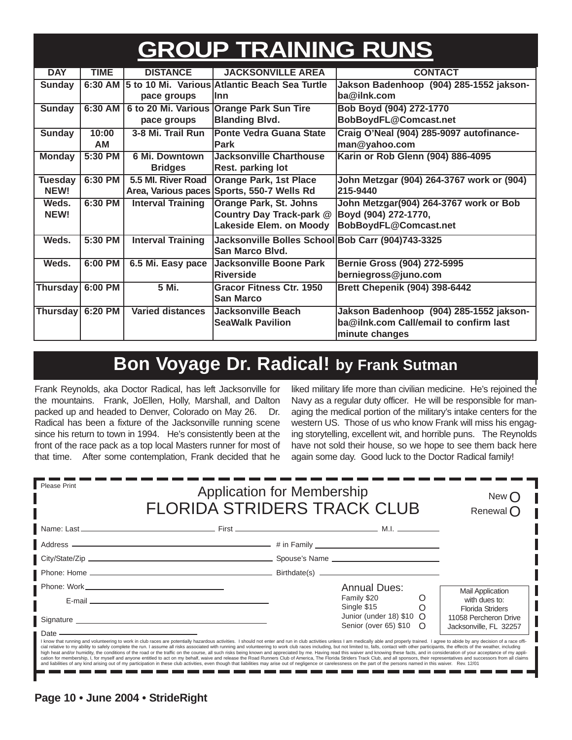# GROUP TRAINING RUNS

| DAY | TIME | DISTANCE | JACKSONVILLE AREA | CONTACT |
|---|---|---|---|---|
| Sunday | 6:30 AM | 5 to 10 Mi. Various pace groups | Atlantic Beach Sea Turtle Inn | Jakson Badenhoop (904) 285-1552 jakson-ba@ilnk.com |
| Sunday | 6:30 AM | 6 to 20 Mi. Various pace groups | Orange Park Sun Tire Blanding Blvd. | Bob Boyd (904) 272-1770 BobBoydFL@Comcast.net |
| Sunday | 10:00 AM | 3-8 Mi. Trail Run | Ponte Vedra Guana State Park | Craig O'Neal (904) 285-9097 autofinance-man@yahoo.com |
| Monday | 5:30 PM | 6 Mi. Downtown Bridges | Jacksonville Charthouse Rest. parking lot | Karin or Rob Glenn (904) 886-4095 |
| Tuesday NEW! | 6:30 PM | 5.5 MI. River Road Area, Various paces | Orange Park, 1st Place Sports, 550-7 Wells Rd | John Metzgar (904) 264-3767 work or (904) 215-9440 |
| Weds. NEW! | 6:30 PM | Interval Training | Orange Park, St. Johns Country Day Track-park @ Lakeside Elem. on Moody | John Metzgar(904) 264-3767 work or Bob Boyd (904) 272-1770, BobBoydFL@Comcast.net |
| Weds. | 5:30 PM | Interval Training | Jacksonville Bolles School San Marco Blvd. | Bob Carr (904)743-3325 |
| Weds. | 6:00 PM | 6.5 Mi. Easy pace | Jacksonville Boone Park Riverside | Bernie Gross (904) 272-5995 berniegross@juno.com |
| Thursday | 6:00 PM | 5 Mi. | Gracor Fitness Ctr. 1950 San Marco | Brett Chepenik (904) 398-6442 |
| Thursday | 6:20 PM | Varied distances | Jacksonville Beach SeaWalk Pavilion | Jakson Badenhoop (904) 285-1552 jakson-ba@ilnk.com Call/email to confirm last minute changes |

# Bon Voyage Dr. Radical! by Frank Sutman

Frank Reynolds, aka Doctor Radical, has left Jacksonville for the mountains. Frank, JoEllen, Holly, Marshall, and Dalton packed up and headed to Denver, Colorado on May 26. Dr. Radical has been a fixture of the Jacksonville running scene since his return to town in 1994. He's consistently been at the front of the race pack as a top local Masters runner for most of that time. After some contemplation, Frank decided that he liked military life more than civilian medicine. He's rejoined the Navy as a regular duty officer. He will be responsible for managing the medical portion of the military's intake centers for the western US. Those of us who know Frank will miss his engaging storytelling, excellent wit, and horrible puns. The Reynolds have not sold their house, so we hope to see them back here again some day. Good luck to the Doctor Radical family!

---

Please Print

## Application for Membership
## FLORIDA STRIDERS TRACK CLUB

New ○
Renewal ○

Name: Last ______________ First ______________ M.I. ________

Address ______________ # in Family ______________

City/State/Zip ______________ Spouse's Name ______________

Phone: Home ______________ Birthdate(s) ______________

Phone: Work ______________

E-mail ______________

Signature ______________

Date ______________

**Annual Dues:**
- Family $20 ○
- Single $15 ○
- Junior (under 18) $10 ○
- Senior (over 65) $10 ○

Mail Application with dues to:
Florida Striders
11058 Percheron Drive
Jacksonville, FL 32257

I know that running and volunteering to work in club races are potentially hazardous activities. I should not enter and run in club activities unless I am medically able and properly trained. I agree to abide by any decision of a race official relative to my ability to safely complete the run. I assume all risks associated with running and volunteering to work club races including, but not limited to, falls, contact with other participants, the effects of the weather, including high heat and/or humidity, the conditions of the road or the traffic on the course, all such risks being known and appreciated by me. Having read this waiver and knowing these facts, and in consideration of your acceptance of my application for membership, I, for myself and anyone entitled to act on my behalf, waive and release the Road Runners Club of America, The Florida Striders Track Club, and all sponsors, their representatives and successors from all claims and liabilities of any kind arising out of my participation in these club activities, even though that liabilities may arise out of negligence or carelessness on the part of the persons named in this waiver. Rev. 12/01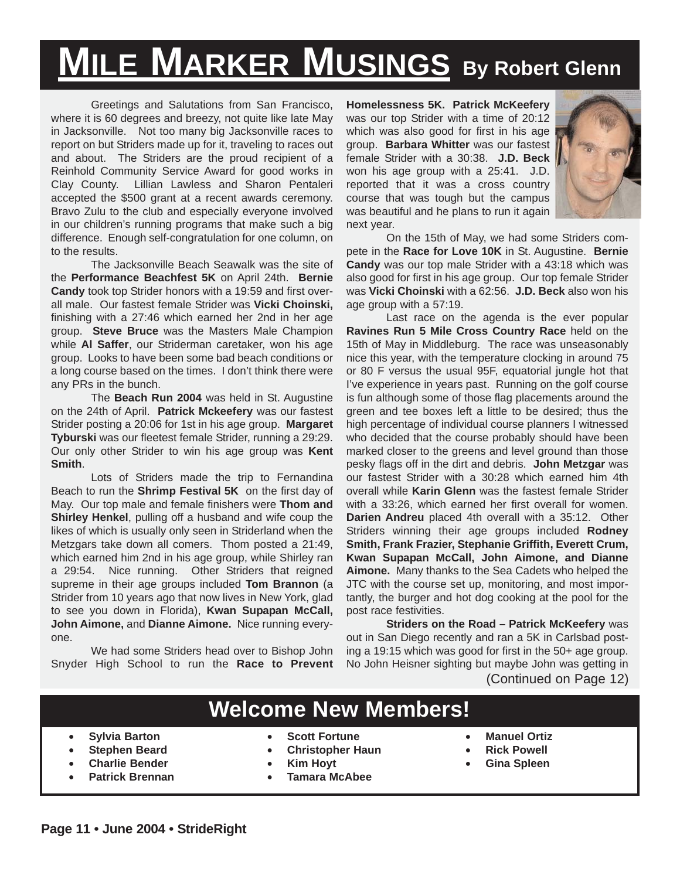# Mile Marker Musings By Robert Glenn

Greetings and Salutations from San Francisco, where it is 60 degrees and breezy, not quite like late May in Jacksonville. Not too many big Jacksonville races to report on but Striders made up for it, traveling to races out and about. The Striders are the proud recipient of a Reinhold Community Service Award for good works in Clay County. Lillian Lawless and Sharon Pentaleri accepted the $500 grant at a recent awards ceremony. Bravo Zulu to the club and especially everyone involved in our children's running programs that make such a big difference. Enough self-congratulation for one column, on to the results.

The Jacksonville Beach Seawalk was the site of the **Performance Beachfest 5K** on April 24th. **Bernie Candy** took top Strider honors with a 19:59 and first overall male. Our fastest female Strider was **Vicki Choinski,** finishing with a 27:46 which earned her 2nd in her age group. **Steve Bruce** was the Masters Male Champion while **Al Saffer**, our Striderman caretaker, won his age group. Looks to have been some bad beach conditions or a long course based on the times. I don't think there were any PRs in the bunch.

The **Beach Run 2004** was held in St. Augustine on the 24th of April. **Patrick Mckeefery** was our fastest Strider posting a 20:06 for 1st in his age group. **Margaret Tyburski** was our fleetest female Strider, running a 29:29. Our only other Strider to win his age group was **Kent Smith**.

Lots of Striders made the trip to Fernandina Beach to run the **Shrimp Festival 5K** on the first day of May. Our top male and female finishers were **Thom and Shirley Henkel**, pulling off a husband and wife coup the likes of which is usually only seen in Striderland when the Metzgars take down all comers. Thom posted a 21:49, which earned him 2nd in his age group, while Shirley ran a 29:54. Nice running. Other Striders that reigned supreme in their age groups included **Tom Brannon** (a Strider from 10 years ago that now lives in New York, glad to see you down in Florida), **Kwan Supapan McCall, John Aimone,** and **Dianne Aimone.** Nice running everyone.

We had some Striders head over to Bishop John Snyder High School to run the **Race to Prevent Homelessness 5K. Patrick McKeefery** was our top Strider with a time of 20:12 which was also good for first in his age group. **Barbara Whitter** was our fastest female Strider with a 30:38. **J.D. Beck** won his age group with a 25:41. J.D. reported that it was a cross country course that was tough but the campus was beautiful and he plans to run it again next year.

On the 15th of May, we had some Striders compete in the **Race for Love 10K** in St. Augustine. **Bernie Candy** was our top male Strider with a 43:18 which was also good for first in his age group. Our top female Strider was **Vicki Choinski** with a 62:56. **J.D. Beck** also won his age group with a 57:19.

Last race on the agenda is the ever popular **Ravines Run 5 Mile Cross Country Race** held on the 15th of May in Middleburg. The race was unseasonably nice this year, with the temperature clocking in around 75 or 80 F versus the usual 95F, equatorial jungle hot that I've experience in years past. Running on the golf course is fun although some of those flag placements around the green and tee boxes left a little to be desired; thus the high percentage of individual course planners I witnessed who decided that the course probably should have been marked closer to the greens and level ground than those pesky flags off in the dirt and debris. **John Metzgar** was our fastest Strider with a 30:28 which earned him 4th overall while **Karin Glenn** was the fastest female Strider with a 33:26, which earned her first overall for women. **Darien Andreu** placed 4th overall with a 35:12. Other Striders winning their age groups included **Rodney Smith, Frank Frazier, Stephanie Griffith, Everett Crum, Kwan Supapan McCall, John Aimone, and Dianne Aimone.** Many thanks to the Sea Cadets who helped the JTC with the course set up, monitoring, and most importantly, the burger and hot dog cooking at the pool for the post race festivities.

**Striders on the Road – Patrick McKeefery** was out in San Diego recently and ran a 5K in Carlsbad posting a 19:15 which was good for first in the 50+ age group. No John Heisner sighting but maybe John was getting in

(Continued on Page 12)

## Welcome New Members!

- Sylvia Barton
- Stephen Beard
- Charlie Bender
- Patrick Brennan
- Scott Fortune
- Christopher Haun
- Kim Hoyt
- Tamara McAbee
- Manuel Ortiz
- Rick Powell
- Gina Spleen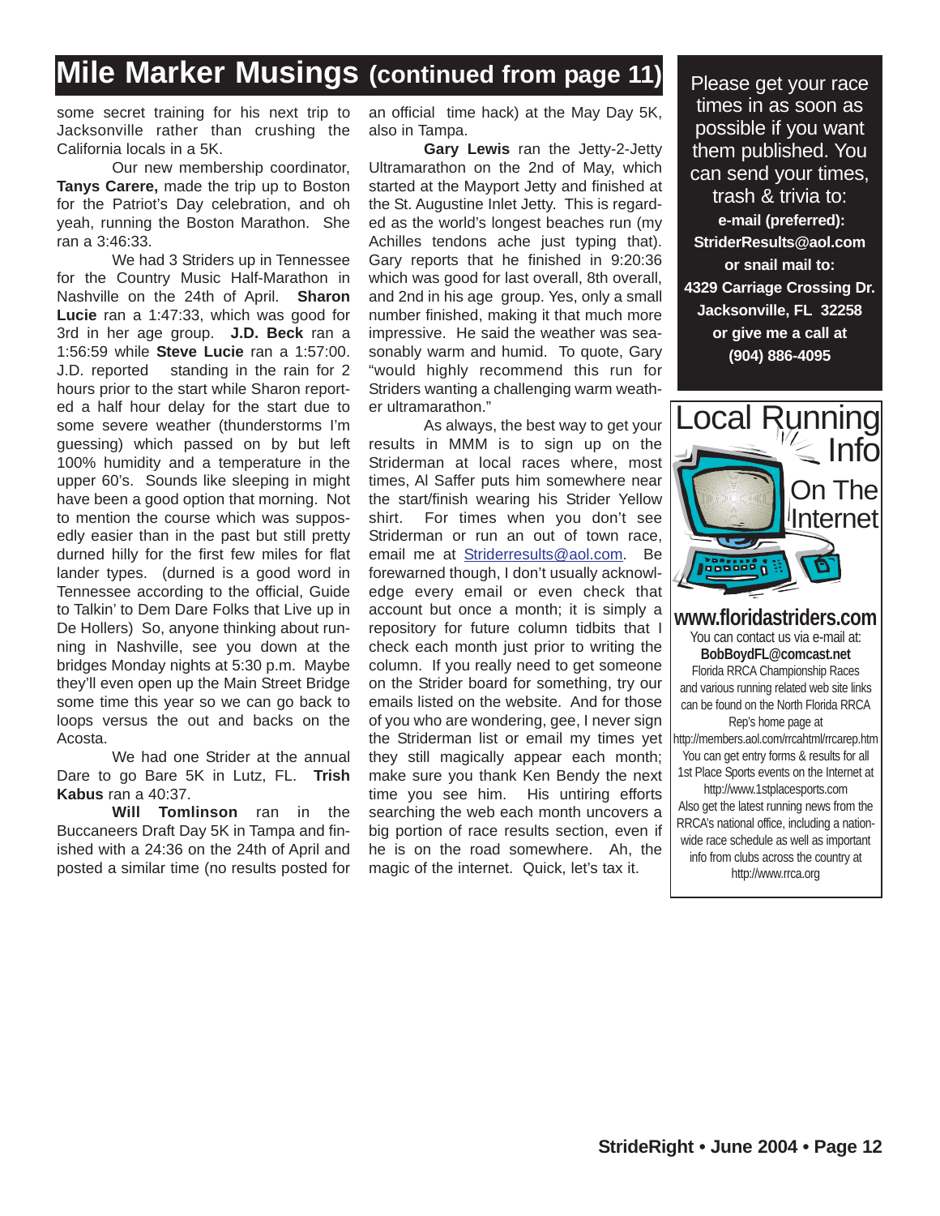# Mile Marker Musings (continued from page 11)

some secret training for his next trip to Jacksonville rather than crushing the California locals in a 5K.

Our new membership coordinator, **Tanys Carere,** made the trip up to Boston for the Patriot's Day celebration, and oh yeah, running the Boston Marathon. She ran a 3:46:33.

We had 3 Striders up in Tennessee for the Country Music Half-Marathon in Nashville on the 24th of April. **Sharon Lucie** ran a 1:47:33, which was good for 3rd in her age group. **J.D. Beck** ran a 1:56:59 while **Steve Lucie** ran a 1:57:00. J.D. reported standing in the rain for 2 hours prior to the start while Sharon reported a half hour delay for the start due to some severe weather (thunderstorms I'm guessing) which passed on by but left 100% humidity and a temperature in the upper 60's. Sounds like sleeping in might have been a good option that morning. Not to mention the course which was supposedly easier than in the past but still pretty durned hilly for the first few miles for flat lander types. (durned is a good word in Tennessee according to the official, Guide to Talkin' to Dem Dare Folks that Live up in De Hollers) So, anyone thinking about running in Nashville, see you down at the bridges Monday nights at 5:30 p.m. Maybe they'll even open up the Main Street Bridge some time this year so we can go back to loops versus the out and backs on the Acosta.

We had one Strider at the annual Dare to go Bare 5K in Lutz, FL. **Trish Kabus** ran a 40:37.

**Will Tomlinson** ran in the Buccaneers Draft Day 5K in Tampa and finished with a 24:36 on the 24th of April and posted a similar time (no results posted for an official time hack) at the May Day 5K, also in Tampa.

**Gary Lewis** ran the Jetty-2-Jetty Ultramarathon on the 2nd of May, which started at the Mayport Jetty and finished at the St. Augustine Inlet Jetty. This is regarded as the world's longest beaches run (my Achilles tendons ache just typing that). Gary reports that he finished in 9:20:36 which was good for last overall, 8th overall, and 2nd in his age group. Yes, only a small number finished, making it that much more impressive. He said the weather was seasonably warm and humid. To quote, Gary "would highly recommend this run for Striders wanting a challenging warm weather ultramarathon."

As always, the best way to get your results in MMM is to sign up on the Striderman at local races where, most times, Al Saffer puts him somewhere near the start/finish wearing his Strider Yellow shirt. For times when you don't see Striderman or run an out of town race, email me at Striderresults@aol.com. Be forewarned though, I don't usually acknowledge every email or even check that account but once a month; it is simply a repository for future column tidbits that I check each month just prior to writing the column. If you really need to get someone on the Strider board for something, try our emails listed on the website. And for those of you who are wondering, gee, I never sign the Striderman list or email my times yet they still magically appear each month; make sure you thank Ken Bendy the next time you see him. His untiring efforts searching the web each month uncovers a big portion of race results section, even if he is on the road somewhere. Ah, the magic of the internet. Quick, let's tax it.

---

Please get your race times in as soon as possible if you want them published. You can send your times, trash & trivia to:

**e-mail (preferred):**
**StriderResults@aol.com**
**or snail mail to:**
**4329 Carriage Crossing Dr.**
**Jacksonville, FL 32258**
**or give me a call at**
**(904) 886-4095**

---

## Local Running Info On The Internet

**www.floridastriders.com**

You can contact us via e-mail at:
**BobBoydFL@comcast.net**

Florida RRCA Championship Races and various running related web site links can be found on the North Florida RRCA Rep's home page at http://members.aol.com/rrcahtml/rrcarep.htm

You can get entry forms & results for all 1st Place Sports events on the Internet at http://www.1stplacesports.com

Also get the latest running news from the RRCA's national office, including a nation-wide race schedule as well as important info from clubs across the country at http://www.rrca.org